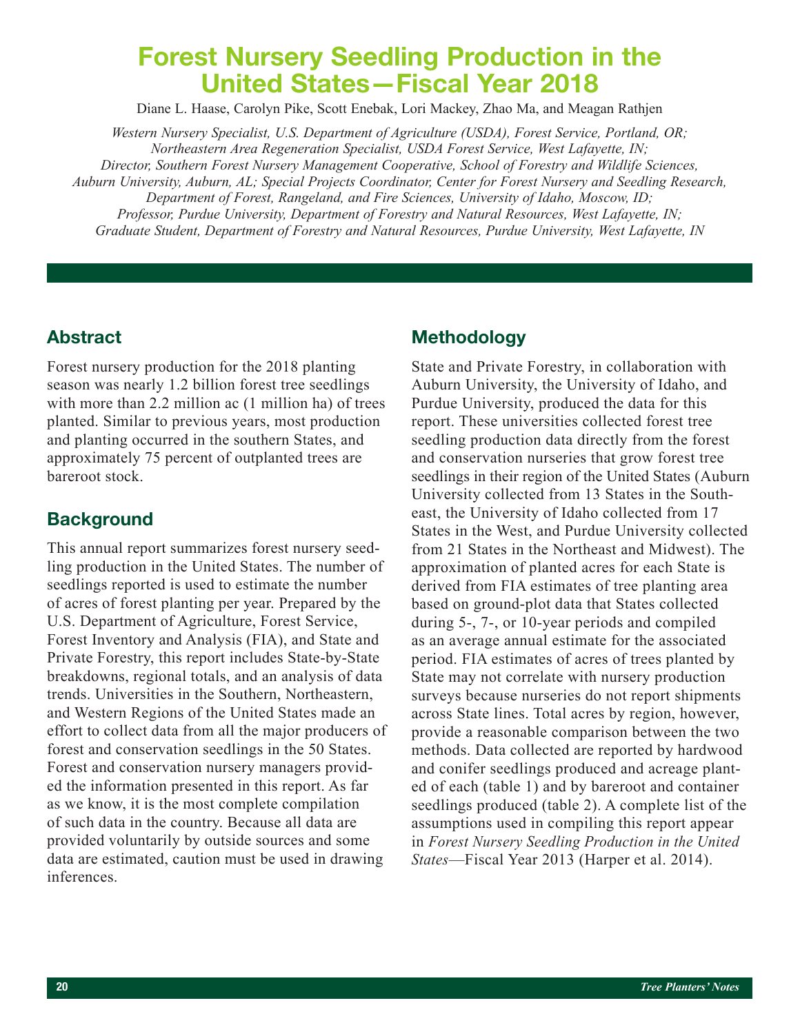# Forest Nursery Seedling Production in the United States—Fiscal Year 2018

Diane L. Haase, Carolyn Pike, Scott Enebak, Lori Mackey, Zhao Ma, and Meagan Rathjen

*Western Nursery Specialist, U.S. Department of Agriculture (USDA), Forest Service, Portland, OR; Northeastern Area Regeneration Specialist, USDA Forest Service, West Lafayette, IN; Director, Southern Forest Nursery Management Cooperative, School of Forestry and Wildlife Sciences, Auburn University, Auburn, AL; Special Projects Coordinator, Center for Forest Nursery and Seedling Research, Department of Forest, Rangeland, and Fire Sciences, University of Idaho, Moscow, ID; Professor, Purdue University, Department of Forestry and Natural Resources, West Lafayette, IN; Graduate Student, Department of Forestry and Natural Resources, Purdue University, West Lafayette, IN*

## Abstract

Forest nursery production for the 2018 planting season was nearly 1.2 billion forest tree seedlings with more than 2.2 million ac (1 million ha) of trees planted. Similar to previous years, most production and planting occurred in the southern States, and approximately 75 percent of outplanted trees are bareroot stock.

## Background

This annual report summarizes forest nursery seedling production in the United States. The number of seedlings reported is used to estimate the number of acres of forest planting per year. Prepared by the U.S. Department of Agriculture, Forest Service, Forest Inventory and Analysis (FIA), and State and Private Forestry, this report includes State-by-State breakdowns, regional totals, and an analysis of data trends. Universities in the Southern, Northeastern, and Western Regions of the United States made an effort to collect data from all the major producers of forest and conservation seedlings in the 50 States. Forest and conservation nursery managers provided the information presented in this report. As far as we know, it is the most complete compilation of such data in the country. Because all data are provided voluntarily by outside sources and some data are estimated, caution must be used in drawing inferences.

## Methodology

State and Private Forestry, in collaboration with Auburn University, the University of Idaho, and Purdue University, produced the data for this report. These universities collected forest tree seedling production data directly from the forest and conservation nurseries that grow forest tree seedlings in their region of the United States (Auburn University collected from 13 States in the Southeast, the University of Idaho collected from 17 States in the West, and Purdue University collected from 21 States in the Northeast and Midwest). The approximation of planted acres for each State is derived from FIA estimates of tree planting area based on ground-plot data that States collected during 5-, 7-, or 10-year periods and compiled as an average annual estimate for the associated period. FIA estimates of acres of trees planted by State may not correlate with nursery production surveys because nurseries do not report shipments across State lines. Total acres by region, however, provide a reasonable comparison between the two methods. Data collected are reported by hardwood and conifer seedlings produced and acreage planted of each (table 1) and by bareroot and container seedlings produced (table 2). A complete list of the assumptions used in compiling this report appear in *Forest Nursery Seedling Production in the United States*—Fiscal Year 2013 (Harper et al. 2014).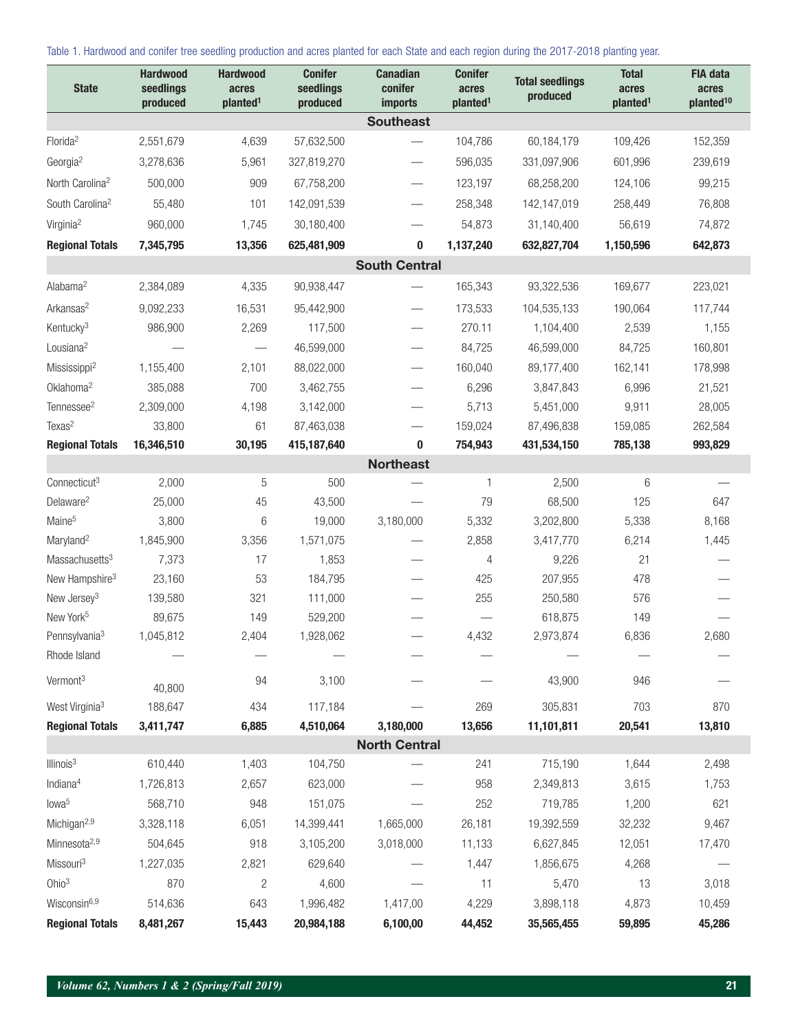Table 1. Hardwood and conifer tree seedling production and acres planted for each State and each region during the 2017-2018 planting year.

| State | Hardwood seedlings produced | Hardwood acres planted[1] | Conifer seedlings produced | Canadian conifer imports | Conifer acres planted[1] | Total seedlings produced | Total acres planted[1] | FIA data acres planted[10] |
|---|---|---|---|---|---|---|---|---|
| **Southeast** | | | | | | | | |
| Florida[2] | 2,551,679 | 4,639 | 57,632,500 | — | 104,786 | 60,184,179 | 109,426 | 152,359 |
| Georgia[2] | 3,278,636 | 5,961 | 327,819,270 | — | 596,035 | 331,097,906 | 601,996 | 239,619 |
| North Carolina[2] | 500,000 | 909 | 67,758,200 | — | 123,197 | 68,258,200 | 124,106 | 99,215 |
| South Carolina[2] | 55,480 | 101 | 142,091,539 | — | 258,348 | 142,147,019 | 258,449 | 76,808 |
| Virginia[2] | 960,000 | 1,745 | 30,180,400 | — | 54,873 | 31,140,400 | 56,619 | 74,872 |
| **Regional Totals** | **7,345,795** | **13,356** | **625,481,909** | **0** | **1,137,240** | **632,827,704** | **1,150,596** | **642,873** |
| **South Central** | | | | | | | | |
| Alabama[2] | 2,384,089 | 4,335 | 90,938,447 | — | 165,343 | 93,322,536 | 169,677 | 223,021 |
| Arkansas[2] | 9,092,233 | 16,531 | 95,442,900 | — | 173,533 | 104,535,133 | 190,064 | 117,744 |
| Kentucky[3] | 986,900 | 2,269 | 117,500 | — | 270.11 | 1,104,400 | 2,539 | 1,155 |
| Lousiana[2] | — | — | 46,599,000 | — | 84,725 | 46,599,000 | 84,725 | 160,801 |
| Mississippi[2] | 1,155,400 | 2,101 | 88,022,000 | — | 160,040 | 89,177,400 | 162,141 | 178,998 |
| Oklahoma[2] | 385,088 | 700 | 3,462,755 | — | 6,296 | 3,847,843 | 6,996 | 21,521 |
| Tennessee[2] | 2,309,000 | 4,198 | 3,142,000 | — | 5,713 | 5,451,000 | 9,911 | 28,005 |
| Texas[2] | 33,800 | 61 | 87,463,038 | — | 159,024 | 87,496,838 | 159,085 | 262,584 |
| **Regional Totals** | **16,346,510** | **30,195** | **415,187,640** | **0** | **754,943** | **431,534,150** | **785,138** | **993,829** |
| **Northeast** | | | | | | | | |
| Connecticut[3] | 2,000 | 5 | 500 | — | 1 | 2,500 | 6 | — |
| Delaware[2] | 25,000 | 45 | 43,500 | — | 79 | 68,500 | 125 | 647 |
| Maine[5] | 3,800 | 6 | 19,000 | 3,180,000 | 5,332 | 3,202,800 | 5,338 | 8,168 |
| Maryland[2] | 1,845,900 | 3,356 | 1,571,075 | — | 2,858 | 3,417,770 | 6,214 | 1,445 |
| Massachusetts[3] | 7,373 | 17 | 1,853 | — | 4 | 9,226 | 21 | — |
| New Hampshire[3] | 23,160 | 53 | 184,795 | — | 425 | 207,955 | 478 | — |
| New Jersey[3] | 139,580 | 321 | 111,000 | — | 255 | 250,580 | 576 | — |
| New York[5] | 89,675 | 149 | 529,200 | — | — | 618,875 | 149 | — |
| Pennsylvania[3] | 1,045,812 | 2,404 | 1,928,062 | — | 4,432 | 2,973,874 | 6,836 | 2,680 |
| Rhode Island | — | — | — | — | — | — | — | — |
| Vermont[3] | 40,800 | 94 | 3,100 | — | — | 43,900 | 946 | — |
| West Virginia[3] | 188,647 | 434 | 117,184 | — | 269 | 305,831 | 703 | 870 |
| **Regional Totals** | **3,411,747** | **6,885** | **4,510,064** | **3,180,000** | **13,656** | **11,101,811** | **20,541** | **13,810** |
| **North Central** | | | | | | | | |
| Illinois[3] | 610,440 | 1,403 | 104,750 | — | 241 | 715,190 | 1,644 | 2,498 |
| Indiana[4] | 1,726,813 | 2,657 | 623,000 | — | 958 | 2,349,813 | 3,615 | 1,753 |
| Iowa[5] | 568,710 | 948 | 151,075 | — | 252 | 719,785 | 1,200 | 621 |
| Michigan[2,9] | 3,328,118 | 6,051 | 14,399,441 | 1,665,000 | 26,181 | 19,392,559 | 32,232 | 9,467 |
| Minnesota[2,9] | 504,645 | 918 | 3,105,200 | 3,018,000 | 11,133 | 6,627,845 | 12,051 | 17,470 |
| Missouri[3] | 1,227,035 | 2,821 | 629,640 | — | 1,447 | 1,856,675 | 4,268 | — |
| Ohio[3] | 870 | 2 | 4,600 | — | 11 | 5,470 | 13 | 3,018 |
| Wisconsin[6,9] | 514,636 | 643 | 1,996,482 | 1,417,00 | 4,229 | 3,898,118 | 4,873 | 10,459 |
| **Regional Totals** | **8,481,267** | **15,443** | **20,984,188** | **6,100,00** | **44,452** | **35,565,455** | **59,895** | **45,286** |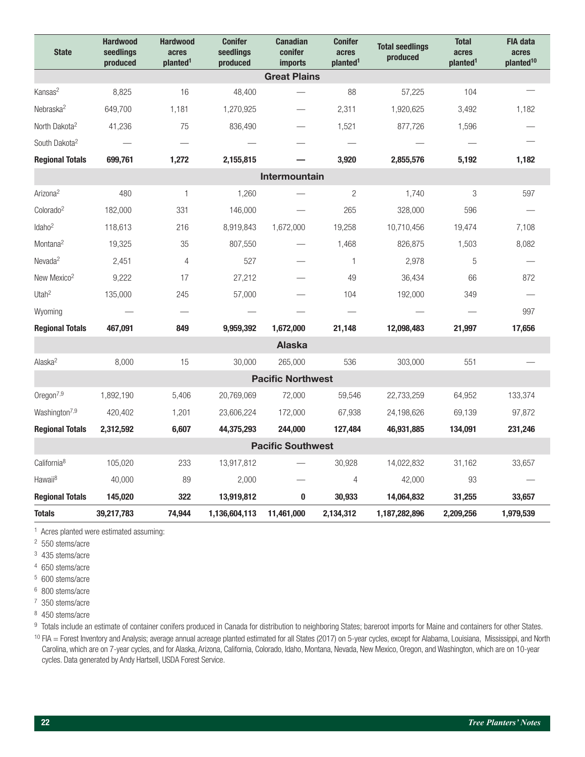| State | Hardwood seedlings produced | Hardwood acres planted[1] | Conifer seedlings produced | Canadian conifer imports | Conifer acres planted[1] | Total seedlings produced | Total acres planted[1] | FIA data acres planted[10] |
|---|---|---|---|---|---|---|---|---|
| **Great Plains** | | | | | | | | |
| Kansas[2] | 8,825 | 16 | 48,400 | — | 88 | 57,225 | 104 | — |
| Nebraska[2] | 649,700 | 1,181 | 1,270,925 | — | 2,311 | 1,920,625 | 3,492 | 1,182 |
| North Dakota[2] | 41,236 | 75 | 836,490 | — | 1,521 | 877,726 | 1,596 | — |
| South Dakota[2] | — | — | — | — | — | — | — | — |
| **Regional Totals** | **699,761** | **1,272** | **2,155,815** | **—** | **3,920** | **2,855,576** | **5,192** | **1,182** |
| **Intermountain** | | | | | | | | |
| Arizona[2] | 480 | 1 | 1,260 | — | 2 | 1,740 | 3 | 597 |
| Colorado[2] | 182,000 | 331 | 146,000 | — | 265 | 328,000 | 596 | — |
| Idaho[2] | 118,613 | 216 | 8,919,843 | 1,672,000 | 19,258 | 10,710,456 | 19,474 | 7,108 |
| Montana[2] | 19,325 | 35 | 807,550 | — | 1,468 | 826,875 | 1,503 | 8,082 |
| Nevada[2] | 2,451 | 4 | 527 | — | 1 | 2,978 | 5 | — |
| New Mexico[2] | 9,222 | 17 | 27,212 | — | 49 | 36,434 | 66 | 872 |
| Utah[2] | 135,000 | 245 | 57,000 | — | 104 | 192,000 | 349 | — |
| Wyoming | — | — | — | — | — | — | — | 997 |
| **Regional Totals** | **467,091** | **849** | **9,959,392** | **1,672,000** | **21,148** | **12,098,483** | **21,997** | **17,656** |
| **Alaska** | | | | | | | | |
| Alaska[2] | 8,000 | 15 | 30,000 | 265,000 | 536 | 303,000 | 551 | — |
| **Pacific Northwest** | | | | | | | | |
| Oregon[7,9] | 1,892,190 | 5,406 | 20,769,069 | 72,000 | 59,546 | 22,733,259 | 64,952 | 133,374 |
| Washington[7,9] | 420,402 | 1,201 | 23,606,224 | 172,000 | 67,938 | 24,198,626 | 69,139 | 97,872 |
| **Regional Totals** | **2,312,592** | **6,607** | **44,375,293** | **244,000** | **127,484** | **46,931,885** | **134,091** | **231,246** |
| **Pacific Southwest** | | | | | | | | |
| California[8] | 105,020 | 233 | 13,917,812 | — | 30,928 | 14,022,832 | 31,162 | 33,657 |
| Hawaii[8] | 40,000 | 89 | 2,000 | — | 4 | 42,000 | 93 | — |
| **Regional Totals** | **145,020** | **322** | **13,919,812** | **0** | **30,933** | **14,064,832** | **31,255** | **33,657** |
| **Totals** | **39,217,783** | **74,944** | **1,136,604,113** | **11,461,000** | **2,134,312** | **1,187,282,896** | **2,209,256** | **1,979,539** |

[1] Acres planted were estimated assuming:
[2] 550 stems/acre
[3] 435 stems/acre
[4] 650 stems/acre
[5] 600 stems/acre
[6] 800 stems/acre
[7] 350 stems/acre
[8] 450 stems/acre
[9] Totals include an estimate of container conifers produced in Canada for distribution to neighboring States; bareroot imports for Maine and containers for other States.
[10] FIA = Forest Inventory and Analysis; average annual acreage planted estimated for all States (2017) on 5-year cycles, except for Alabama, Louisiana, Mississippi, and North Carolina, which are on 7-year cycles, and for Alaska, Arizona, California, Colorado, Idaho, Montana, Nevada, New Mexico, Oregon, and Washington, which are on 10-year cycles. Data generated by Andy Hartsell, USDA Forest Service.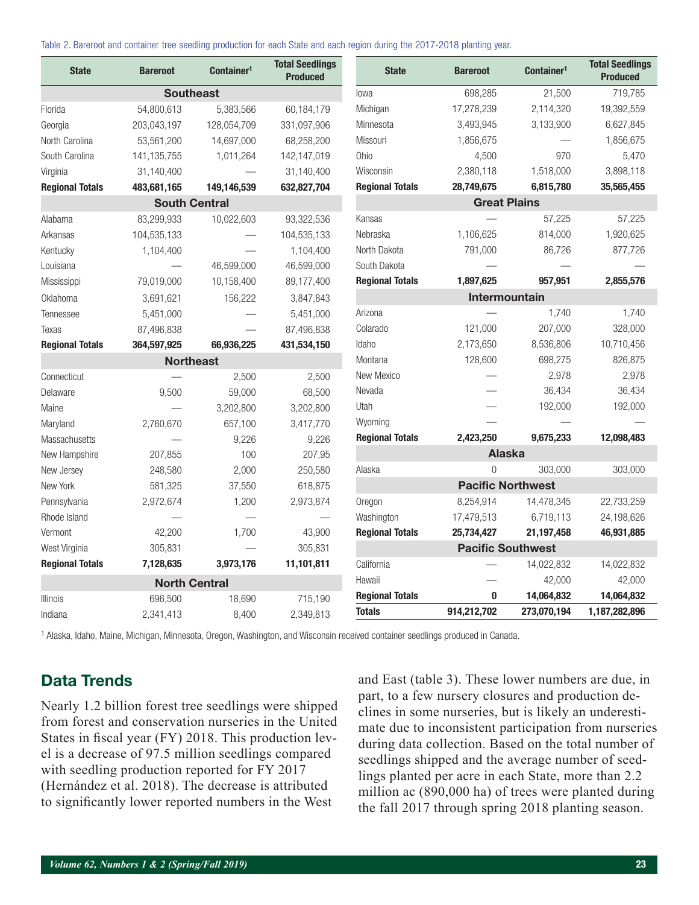Table 2. Bareroot and container tree seedling production for each State and each region during the 2017-2018 planting year.

| State | Bareroot | Container[1] | Total Seedlings Produced |
|---|---|---|---|
| **Southeast** | | | |
| Florida | 54,800,613 | 5,383,566 | 60,184,179 |
| Georgia | 203,043,197 | 128,054,709 | 331,097,906 |
| North Carolina | 53,561,200 | 14,697,000 | 68,258,200 |
| South Carolina | 141,135,755 | 1,011,264 | 142,147,019 |
| Virginia | 31,140,400 | — | 31,140,400 |
| **Regional Totals** | **483,681,165** | **149,146,539** | **632,827,704** |
| **South Central** | | | |
| Alabama | 83,299,933 | 10,022,603 | 93,322,536 |
| Arkansas | 104,535,133 | — | 104,535,133 |
| Kentucky | 1,104,400 | — | 1,104,400 |
| Louisiana | — | 46,599,000 | 46,599,000 |
| Mississippi | 79,019,000 | 10,158,400 | 89,177,400 |
| Oklahoma | 3,691,621 | 156,222 | 3,847,843 |
| Tennessee | 5,451,000 | — | 5,451,000 |
| Texas | 87,496,838 | — | 87,496,838 |
| **Regional Totals** | **364,597,925** | **66,936,225** | **431,534,150** |
| **Northeast** | | | |
| Connecticut | — | 2,500 | 2,500 |
| Delaware | 9,500 | 59,000 | 68,500 |
| Maine | — | 3,202,800 | 3,202,800 |
| Maryland | 2,760,670 | 657,100 | 3,417,770 |
| Massachusetts | — | 9,226 | 9,226 |
| New Hampshire | 207,855 | 100 | 207,95 |
| New Jersey | 248,580 | 2,000 | 250,580 |
| New York | 581,325 | 37,550 | 618,875 |
| Pennsylvania | 2,972,674 | 1,200 | 2,973,874 |
| Rhode Island | — | — | — |
| Vermont | 42,200 | 1,700 | 43,900 |
| West Virginia | 305,831 | — | 305,831 |
| **Regional Totals** | **7,128,635** | **3,973,176** | **11,101,811** |
| **North Central** | | | |
| Illinois | 696,500 | 18,690 | 715,190 |
| Indiana | 2,341,413 | 8,400 | 2,349,813 |
| Iowa | 698,285 | 21,500 | 719,785 |
| Michigan | 17,278,239 | 2,114,320 | 19,392,559 |
| Minnesota | 3,493,945 | 3,133,900 | 6,627,845 |
| Missouri | 1,856,675 | — | 1,856,675 |
| Ohio | 4,500 | 970 | 5,470 |
| Wisconsin | 2,380,118 | 1,518,000 | 3,898,118 |
| **Regional Totals** | **28,749,675** | **6,815,780** | **35,565,455** |
| **Great Plains** | | | |
| Kansas | — | 57,225 | 57,225 |
| Nebraska | 1,106,625 | 814,000 | 1,920,625 |
| North Dakota | 791,000 | 86,726 | 877,726 |
| South Dakota | — | — | — |
| **Regional Totals** | **1,897,625** | **957,951** | **2,855,576** |
| **Intermountain** | | | |
| Arizona | — | 1,740 | 1,740 |
| Colarado | 121,000 | 207,000 | 328,000 |
| Idaho | 2,173,650 | 8,536,806 | 10,710,456 |
| Montana | 128,600 | 698,275 | 826,875 |
| New Mexico | — | 2,978 | 2,978 |
| Nevada | — | 36,434 | 36,434 |
| Utah | — | 192,000 | 192,000 |
| Wyoming | — | — | — |
| **Regional Totals** | **2,423,250** | **9,675,233** | **12,098,483** |
| **Alaska** | | | |
| Alaska | 0 | 303,000 | 303,000 |
| **Pacific Northwest** | | | |
| Oregon | 8,254,914 | 14,478,345 | 22,733,259 |
| Washington | 17,479,513 | 6,719,113 | 24,198,626 |
| **Regional Totals** | **25,734,427** | **21,197,458** | **46,931,885** |
| **Pacific Southwest** | | | |
| California | — | 14,022,832 | 14,022,832 |
| Hawaii | — | 42,000 | 42,000 |
| **Regional Totals** | **0** | **14,064,832** | **14,064,832** |
| **Totals** | **914,212,702** | **273,070,194** | **1,187,282,896** |

[1] Alaska, Idaho, Maine, Michigan, Minnesota, Oregon, Washington, and Wisconsin received container seedlings produced in Canada.

## Data Trends

Nearly 1.2 billion forest tree seedlings were shipped from forest and conservation nurseries in the United States in fiscal year (FY) 2018. This production level is a decrease of 97.5 million seedlings compared with seedling production reported for FY 2017 (Hernández et al. 2018). The decrease is attributed to significantly lower reported numbers in the West and East (table 3). These lower numbers are due, in part, to a few nursery closures and production declines in some nurseries, but is likely an underestimate due to inconsistent participation from nurseries during data collection. Based on the total number of seedlings shipped and the average number of seedlings planted per acre in each State, more than 2.2 million ac (890,000 ha) of trees were planted during the fall 2017 through spring 2018 planting season.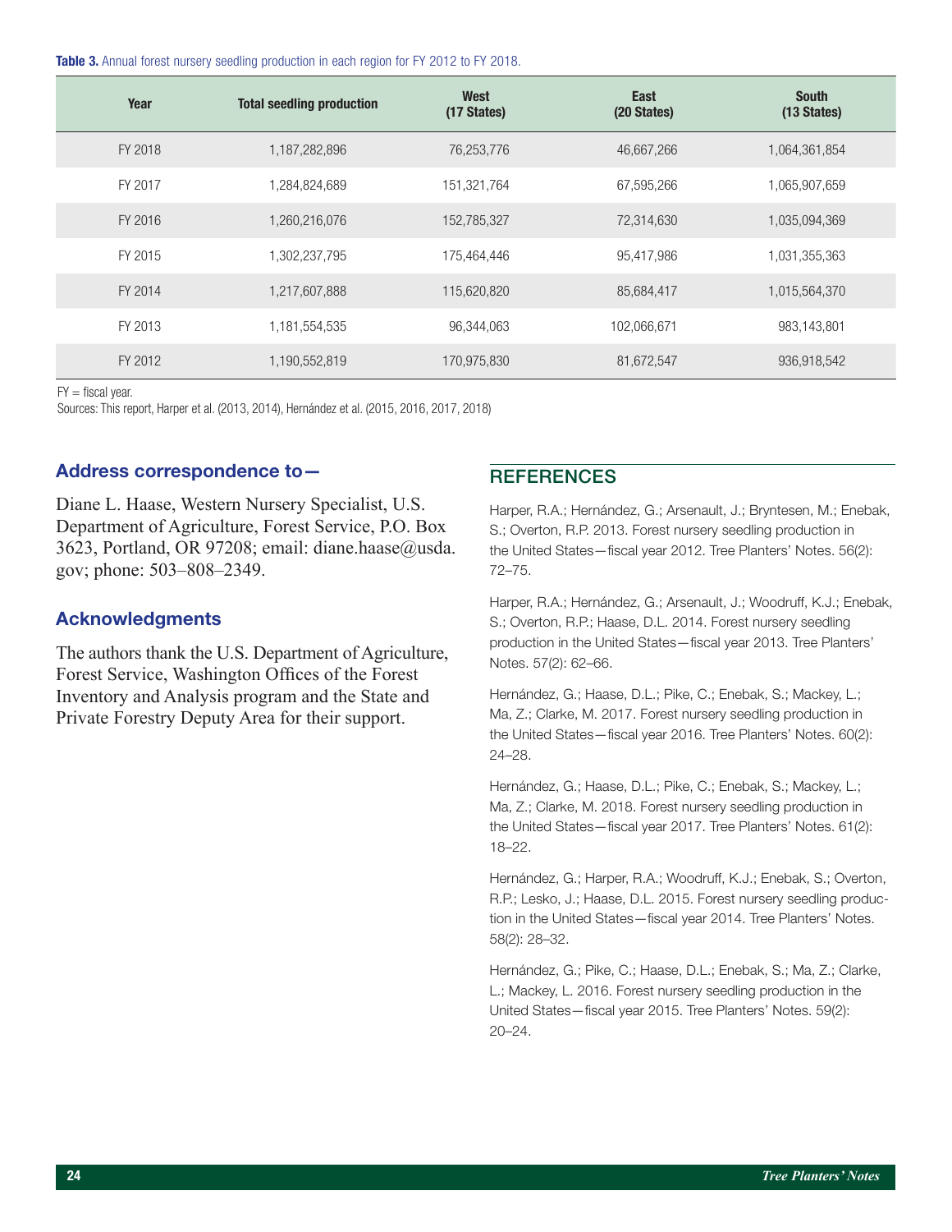**Table 3.** Annual forest nursery seedling production in each region for FY 2012 to FY 2018.

| Year | Total seedling production | West (17 States) | East (20 States) | South (13 States) |
|---|---|---|---|---|
| FY 2018 | 1,187,282,896 | 76,253,776 | 46,667,266 | 1,064,361,854 |
| FY 2017 | 1,284,824,689 | 151,321,764 | 67,595,266 | 1,065,907,659 |
| FY 2016 | 1,260,216,076 | 152,785,327 | 72,314,630 | 1,035,094,369 |
| FY 2015 | 1,302,237,795 | 175,464,446 | 95,417,986 | 1,031,355,363 |
| FY 2014 | 1,217,607,888 | 115,620,820 | 85,684,417 | 1,015,564,370 |
| FY 2013 | 1,181,554,535 | 96,344,063 | 102,066,671 | 983,143,801 |
| FY 2012 | 1,190,552,819 | 170,975,830 | 81,672,547 | 936,918,542 |

FY = fiscal year.
Sources: This report, Harper et al. (2013, 2014), Hernández et al. (2015, 2016, 2017, 2018)

### Address correspondence to—

Diane L. Haase, Western Nursery Specialist, U.S. Department of Agriculture, Forest Service, P.O. Box 3623, Portland, OR 97208; email: diane.haase@usda.gov; phone: 503–808–2349.

### Acknowledgments

The authors thank the U.S. Department of Agriculture, Forest Service, Washington Offices of the Forest Inventory and Analysis program and the State and Private Forestry Deputy Area for their support.

## REFERENCES

Harper, R.A.; Hernández, G.; Arsenault, J.; Bryntesen, M.; Enebak, S.; Overton, R.P. 2013. Forest nursery seedling production in the United States—fiscal year 2012. Tree Planters' Notes. 56(2): 72–75.

Harper, R.A.; Hernández, G.; Arsenault, J.; Woodruff, K.J.; Enebak, S.; Overton, R.P.; Haase, D.L. 2014. Forest nursery seedling production in the United States—fiscal year 2013. Tree Planters' Notes. 57(2): 62–66.

Hernández, G.; Haase, D.L.; Pike, C.; Enebak, S.; Mackey, L.; Ma, Z.; Clarke, M. 2017. Forest nursery seedling production in the United States—fiscal year 2016. Tree Planters' Notes. 60(2): 24–28.

Hernández, G.; Haase, D.L.; Pike, C.; Enebak, S.; Mackey, L.; Ma, Z.; Clarke, M. 2018. Forest nursery seedling production in the United States—fiscal year 2017. Tree Planters' Notes. 61(2): 18–22.

Hernández, G.; Harper, R.A.; Woodruff, K.J.; Enebak, S.; Overton, R.P.; Lesko, J.; Haase, D.L. 2015. Forest nursery seedling production in the United States—fiscal year 2014. Tree Planters' Notes. 58(2): 28–32.

Hernández, G.; Pike, C.; Haase, D.L.; Enebak, S.; Ma, Z.; Clarke, L.; Mackey, L. 2016. Forest nursery seedling production in the United States—fiscal year 2015. Tree Planters' Notes. 59(2): 20–24.